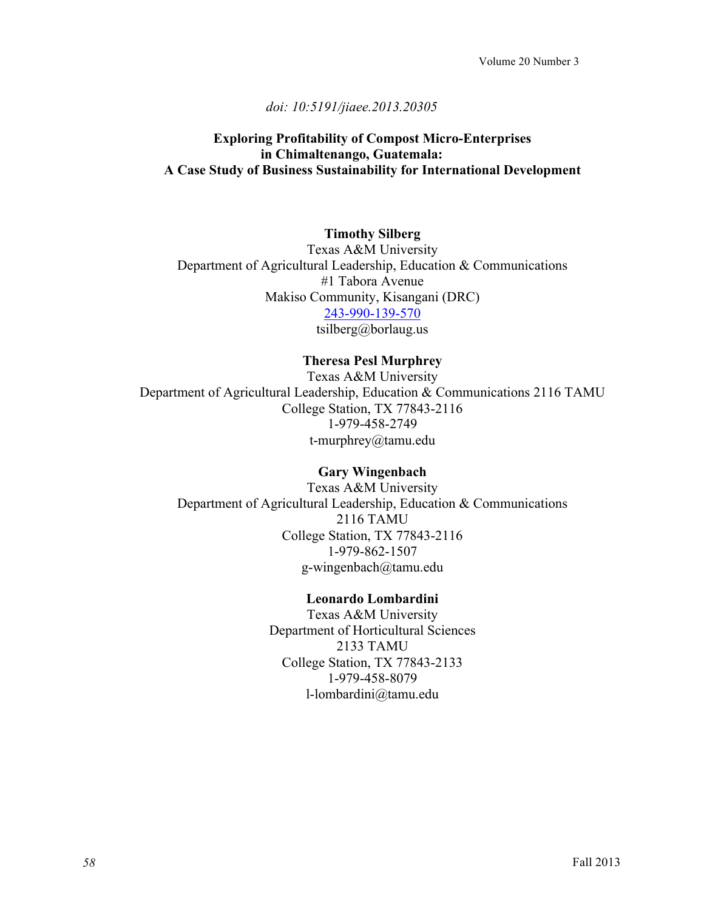*doi: 10:5191/jiaee.2013.20305*

# Exploring Profitability of Compost Micro-Enterprises in Chimaltenango, Guatemala: A Case Study of Business Sustainability for International Development

**Timothy Silberg**
Texas A&M University
Department of Agricultural Leadership, Education & Communications
#1 Tabora Avenue
Makiso Community, Kisangani (DRC)
243-990-139-570
tsilberg@borlaug.us

**Theresa Pesl Murphrey**
Texas A&M University
Department of Agricultural Leadership, Education & Communications 2116 TAMU
College Station, TX 77843-2116
1-979-458-2749
t-murphrey@tamu.edu

**Gary Wingenbach**
Texas A&M University
Department of Agricultural Leadership, Education & Communications
2116 TAMU
College Station, TX 77843-2116
1-979-862-1507
g-wingenbach@tamu.edu

**Leonardo Lombardini**
Texas A&M University
Department of Horticultural Sciences
2133 TAMU
College Station, TX 77843-2133
1-979-458-8079
l-lombardini@tamu.edu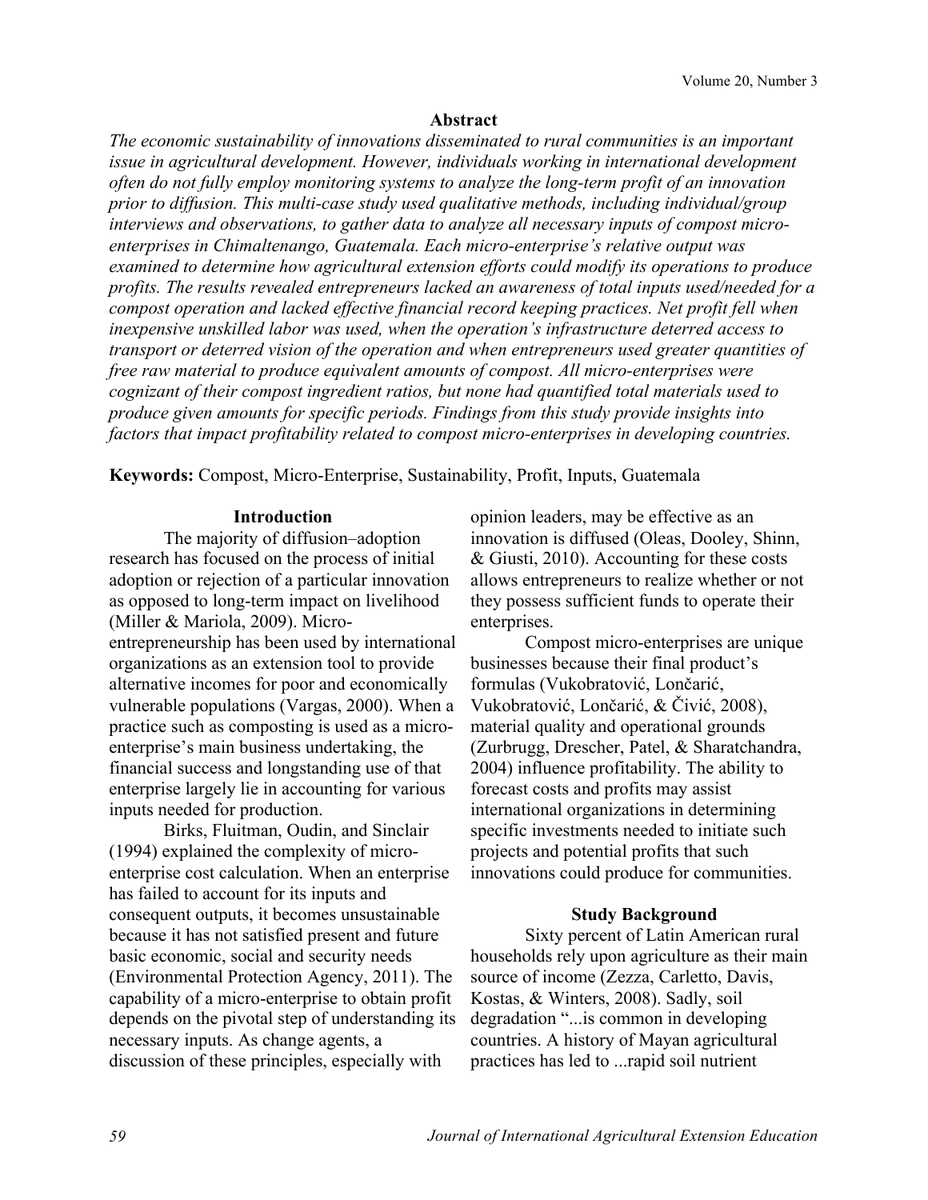## Abstract

*The economic sustainability of innovations disseminated to rural communities is an important issue in agricultural development. However, individuals working in international development often do not fully employ monitoring systems to analyze the long-term profit of an innovation prior to diffusion. This multi-case study used qualitative methods, including individual/group interviews and observations, to gather data to analyze all necessary inputs of compost micro-enterprises in Chimaltenango, Guatemala. Each micro-enterprise's relative output was examined to determine how agricultural extension efforts could modify its operations to produce profits. The results revealed entrepreneurs lacked an awareness of total inputs used/needed for a compost operation and lacked effective financial record keeping practices. Net profit fell when inexpensive unskilled labor was used, when the operation's infrastructure deterred access to transport or deterred vision of the operation and when entrepreneurs used greater quantities of free raw material to produce equivalent amounts of compost. All micro-enterprises were cognizant of their compost ingredient ratios, but none had quantified total materials used to produce given amounts for specific periods. Findings from this study provide insights into factors that impact profitability related to compost micro-enterprises in developing countries.*

**Keywords:** Compost, Micro-Enterprise, Sustainability, Profit, Inputs, Guatemala

## Introduction

The majority of diffusion–adoption research has focused on the process of initial adoption or rejection of a particular innovation as opposed to long-term impact on livelihood (Miller & Mariola, 2009). Micro-entrepreneurship has been used by international organizations as an extension tool to provide alternative incomes for poor and economically vulnerable populations (Vargas, 2000). When a practice such as composting is used as a micro-enterprise's main business undertaking, the financial success and longstanding use of that enterprise largely lie in accounting for various inputs needed for production.

Birks, Fluitman, Oudin, and Sinclair (1994) explained the complexity of micro-enterprise cost calculation. When an enterprise has failed to account for its inputs and consequent outputs, it becomes unsustainable because it has not satisfied present and future basic economic, social and security needs (Environmental Protection Agency, 2011). The capability of a micro-enterprise to obtain profit depends on the pivotal step of understanding its necessary inputs. As change agents, a discussion of these principles, especially with opinion leaders, may be effective as an innovation is diffused (Oleas, Dooley, Shinn, & Giusti, 2010). Accounting for these costs allows entrepreneurs to realize whether or not they possess sufficient funds to operate their enterprises.

Compost micro-enterprises are unique businesses because their final product's formulas (Vukobratović, Lončarić, Vukobratović, Lončarić, & Čivić, 2008), material quality and operational grounds (Zurbrugg, Drescher, Patel, & Sharatchandra, 2004) influence profitability. The ability to forecast costs and profits may assist international organizations in determining specific investments needed to initiate such projects and potential profits that such innovations could produce for communities.

## Study Background

Sixty percent of Latin American rural households rely upon agriculture as their main source of income (Zezza, Carletto, Davis, Kostas, & Winters, 2008). Sadly, soil degradation "...is common in developing countries. A history of Mayan agricultural practices has led to ...rapid soil nutrient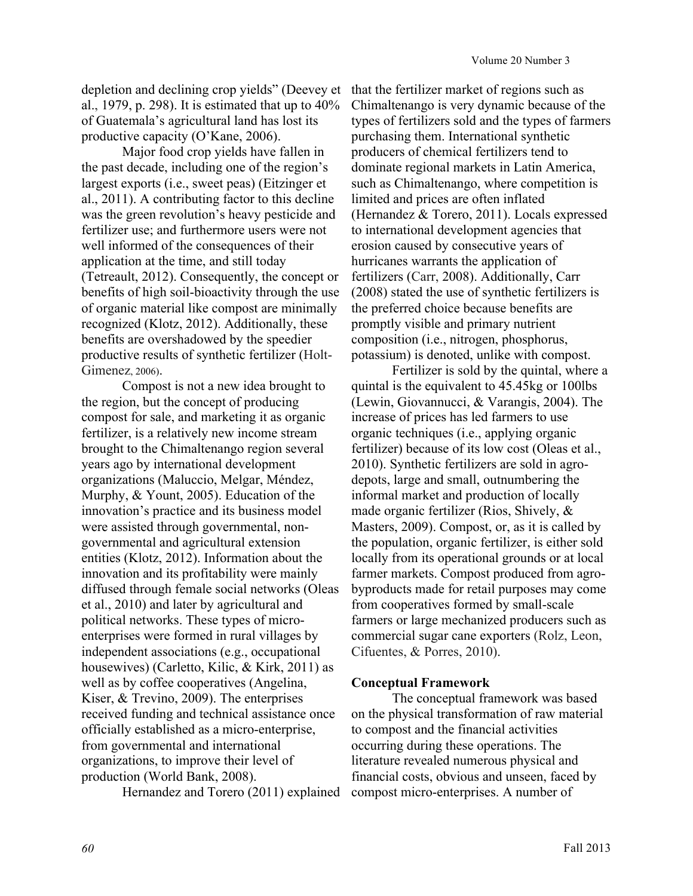depletion and declining crop yields" (Deevey et al., 1979, p. 298). It is estimated that up to 40% of Guatemala's agricultural land has lost its productive capacity (O'Kane, 2006).

Major food crop yields have fallen in the past decade, including one of the region's largest exports (i.e., sweet peas) (Eitzinger et al., 2011). A contributing factor to this decline was the green revolution's heavy pesticide and fertilizer use; and furthermore users were not well informed of the consequences of their application at the time, and still today (Tetreault, 2012). Consequently, the concept or benefits of high soil-bioactivity through the use of organic material like compost are minimally recognized (Klotz, 2012). Additionally, these benefits are overshadowed by the speedier productive results of synthetic fertilizer (Holt-Gimenez, 2006).

Compost is not a new idea brought to the region, but the concept of producing compost for sale, and marketing it as organic fertilizer, is a relatively new income stream brought to the Chimaltenango region several years ago by international development organizations (Maluccio, Melgar, Méndez, Murphy, & Yount, 2005). Education of the innovation's practice and its business model were assisted through governmental, non-governmental and agricultural extension entities (Klotz, 2012). Information about the innovation and its profitability were mainly diffused through female social networks (Oleas et al., 2010) and later by agricultural and political networks. These types of micro-enterprises were formed in rural villages by independent associations (e.g., occupational housewives) (Carletto, Kilic, & Kirk, 2011) as well as by coffee cooperatives (Angelina, Kiser, & Trevino, 2009). The enterprises received funding and technical assistance once officially established as a micro-enterprise, from governmental and international organizations, to improve their level of production (World Bank, 2008).

Hernandez and Torero (2011) explained that the fertilizer market of regions such as Chimaltenango is very dynamic because of the types of fertilizers sold and the types of farmers purchasing them. International synthetic producers of chemical fertilizers tend to dominate regional markets in Latin America, such as Chimaltenango, where competition is limited and prices are often inflated (Hernandez & Torero, 2011). Locals expressed to international development agencies that erosion caused by consecutive years of hurricanes warrants the application of fertilizers (Carr, 2008). Additionally, Carr (2008) stated the use of synthetic fertilizers is the preferred choice because benefits are promptly visible and primary nutrient composition (i.e., nitrogen, phosphorus, potassium) is denoted, unlike with compost.

Fertilizer is sold by the quintal, where a quintal is the equivalent to 45.45kg or 100lbs (Lewin, Giovannucci, & Varangis, 2004). The increase of prices has led farmers to use organic techniques (i.e., applying organic fertilizer) because of its low cost (Oleas et al., 2010). Synthetic fertilizers are sold in agro-depots, large and small, outnumbering the informal market and production of locally made organic fertilizer (Rios, Shively, & Masters, 2009). Compost, or, as it is called by the population, organic fertilizer, is either sold locally from its operational grounds or at local farmer markets. Compost produced from agro-byproducts made for retail purposes may come from cooperatives formed by small-scale farmers or large mechanized producers such as commercial sugar cane exporters (Rolz, Leon, Cifuentes, & Porres, 2010).

## Conceptual Framework

The conceptual framework was based on the physical transformation of raw material to compost and the financial activities occurring during these operations. The literature revealed numerous physical and financial costs, obvious and unseen, faced by compost micro-enterprises. A number of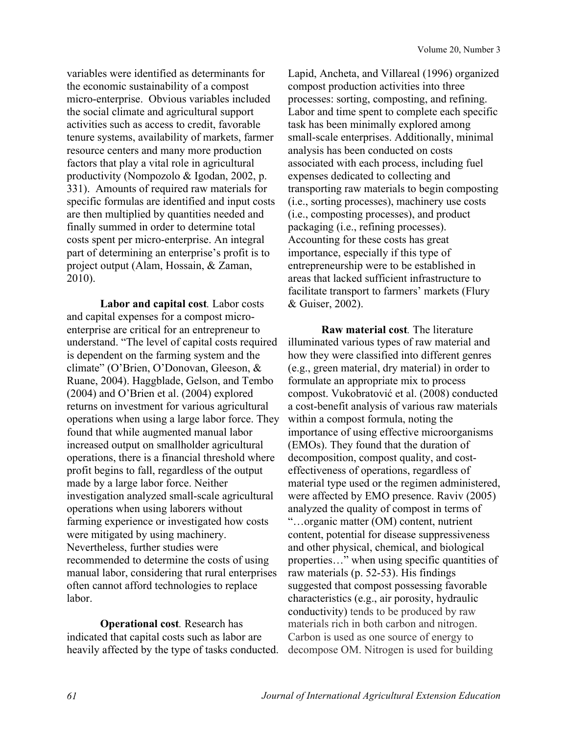variables were identified as determinants for the economic sustainability of a compost micro-enterprise. Obvious variables included the social climate and agricultural support activities such as access to credit, favorable tenure systems, availability of markets, farmer resource centers and many more production factors that play a vital role in agricultural productivity (Nompozolo & Igodan, 2002, p. 331). Amounts of required raw materials for specific formulas are identified and input costs are then multiplied by quantities needed and finally summed in order to determine total costs spent per micro-enterprise. An integral part of determining an enterprise's profit is to project output (Alam, Hossain, & Zaman, 2010).

**Labor and capital cost**. Labor costs and capital expenses for a compost micro-enterprise are critical for an entrepreneur to understand. "The level of capital costs required is dependent on the farming system and the climate" (O'Brien, O'Donovan, Gleeson, & Ruane, 2004). Haggblade, Gelson, and Tembo (2004) and O'Brien et al. (2004) explored returns on investment for various agricultural operations when using a large labor force. They found that while augmented manual labor increased output on smallholder agricultural operations, there is a financial threshold where profit begins to fall, regardless of the output made by a large labor force. Neither investigation analyzed small-scale agricultural operations when using laborers without farming experience or investigated how costs were mitigated by using machinery. Nevertheless, further studies were recommended to determine the costs of using manual labor, considering that rural enterprises often cannot afford technologies to replace labor.

**Operational cost**. Research has indicated that capital costs such as labor are heavily affected by the type of tasks conducted. Lapid, Ancheta, and Villareal (1996) organized compost production activities into three processes: sorting, composting, and refining. Labor and time spent to complete each specific task has been minimally explored among small-scale enterprises. Additionally, minimal analysis has been conducted on costs associated with each process, including fuel expenses dedicated to collecting and transporting raw materials to begin composting (i.e., sorting processes), machinery use costs (i.e., composting processes), and product packaging (i.e., refining processes). Accounting for these costs has great importance, especially if this type of entrepreneurship were to be established in areas that lacked sufficient infrastructure to facilitate transport to farmers' markets (Flury & Guiser, 2002).

**Raw material cost**. The literature illuminated various types of raw material and how they were classified into different genres (e.g., green material, dry material) in order to formulate an appropriate mix to process compost. Vukobratović et al. (2008) conducted a cost-benefit analysis of various raw materials within a compost formula, noting the importance of using effective microorganisms (EMOs). They found that the duration of decomposition, compost quality, and cost-effectiveness of operations, regardless of material type used or the regimen administered, were affected by EMO presence. Raviv (2005) analyzed the quality of compost in terms of "…organic matter (OM) content, nutrient content, potential for disease suppressiveness and other physical, chemical, and biological properties…" when using specific quantities of raw materials (p. 52-53). His findings suggested that compost possessing favorable characteristics (e.g., air porosity, hydraulic conductivity) tends to be produced by raw materials rich in both carbon and nitrogen. Carbon is used as one source of energy to decompose OM. Nitrogen is used for building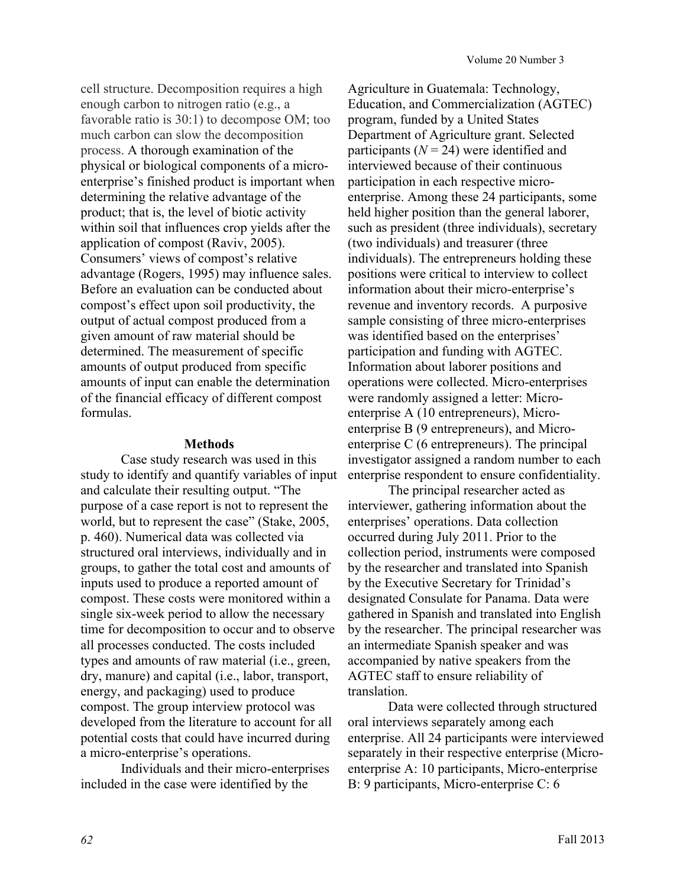cell structure. Decomposition requires a high enough carbon to nitrogen ratio (e.g., a favorable ratio is 30:1) to decompose OM; too much carbon can slow the decomposition process. A thorough examination of the physical or biological components of a micro-enterprise's finished product is important when determining the relative advantage of the product; that is, the level of biotic activity within soil that influences crop yields after the application of compost (Raviv, 2005). Consumers' views of compost's relative advantage (Rogers, 1995) may influence sales. Before an evaluation can be conducted about compost's effect upon soil productivity, the output of actual compost produced from a given amount of raw material should be determined. The measurement of specific amounts of output produced from specific amounts of input can enable the determination of the financial efficacy of different compost formulas.

## Methods

Case study research was used in this study to identify and quantify variables of input and calculate their resulting output. "The purpose of a case report is not to represent the world, but to represent the case" (Stake, 2005, p. 460). Numerical data was collected via structured oral interviews, individually and in groups, to gather the total cost and amounts of inputs used to produce a reported amount of compost. These costs were monitored within a single six-week period to allow the necessary time for decomposition to occur and to observe all processes conducted. The costs included types and amounts of raw material (i.e., green, dry, manure) and capital (i.e., labor, transport, energy, and packaging) used to produce compost. The group interview protocol was developed from the literature to account for all potential costs that could have incurred during a micro-enterprise's operations.

Individuals and their micro-enterprises included in the case were identified by the Agriculture in Guatemala: Technology, Education, and Commercialization (AGTEC) program, funded by a United States Department of Agriculture grant. Selected participants ($N = 24$) were identified and interviewed because of their continuous participation in each respective micro-enterprise. Among these 24 participants, some held higher position than the general laborer, such as president (three individuals), secretary (two individuals) and treasurer (three individuals). The entrepreneurs holding these positions were critical to interview to collect information about their micro-enterprise's revenue and inventory records. A purposive sample consisting of three micro-enterprises was identified based on the enterprises' participation and funding with AGTEC. Information about laborer positions and operations were collected. Micro-enterprises were randomly assigned a letter: Micro-enterprise A (10 entrepreneurs), Micro-enterprise B (9 entrepreneurs), and Micro-enterprise C (6 entrepreneurs). The principal investigator assigned a random number to each enterprise respondent to ensure confidentiality.

The principal researcher acted as interviewer, gathering information about the enterprises' operations. Data collection occurred during July 2011. Prior to the collection period, instruments were composed by the researcher and translated into Spanish by the Executive Secretary for Trinidad's designated Consulate for Panama. Data were gathered in Spanish and translated into English by the researcher. The principal researcher was an intermediate Spanish speaker and was accompanied by native speakers from the AGTEC staff to ensure reliability of translation.

Data were collected through structured oral interviews separately among each enterprise. All 24 participants were interviewed separately in their respective enterprise (Micro-enterprise A: 10 participants, Micro-enterprise B: 9 participants, Micro-enterprise C: 6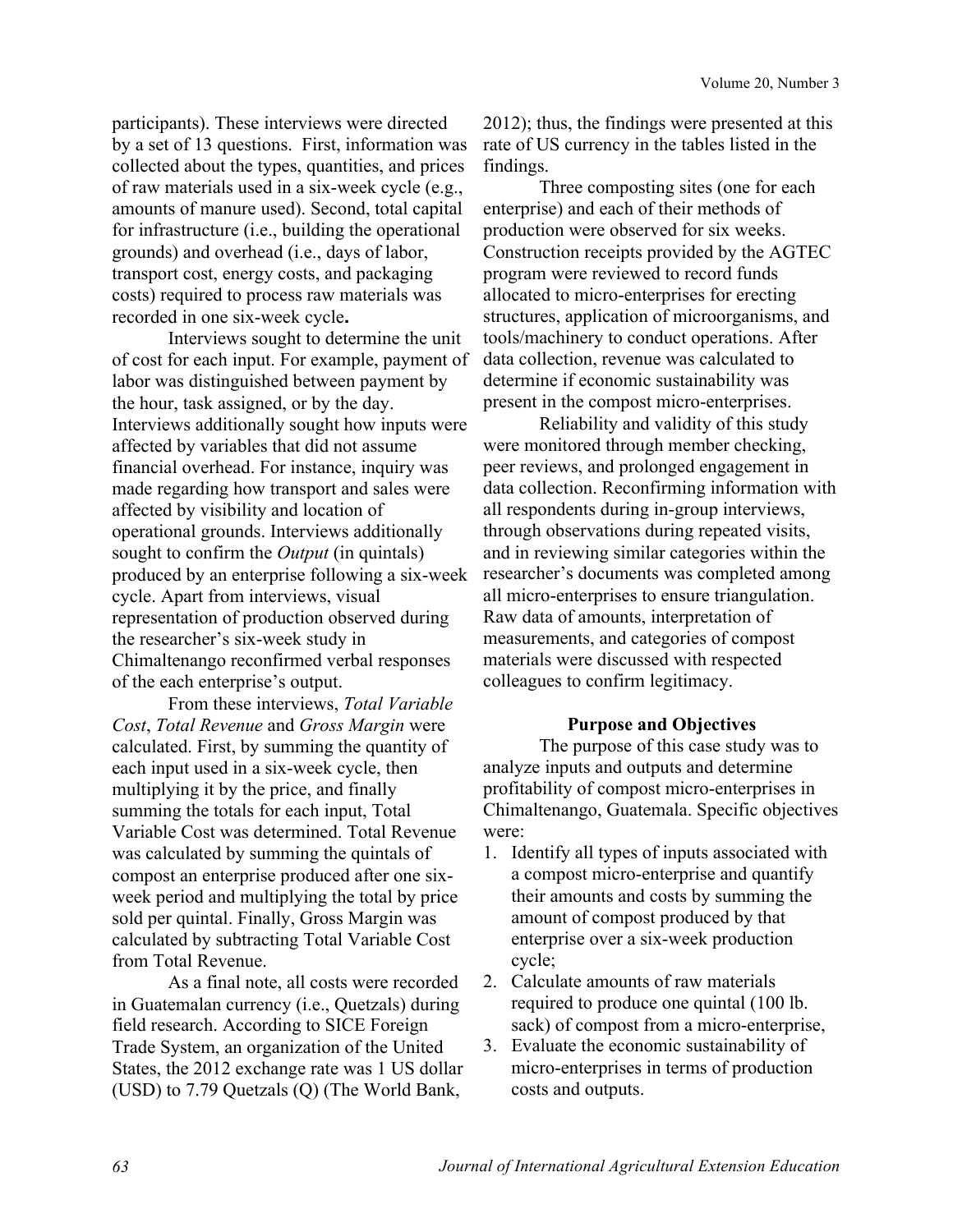participants). These interviews were directed by a set of 13 questions. First, information was collected about the types, quantities, and prices of raw materials used in a six-week cycle (e.g., amounts of manure used). Second, total capital for infrastructure (i.e., building the operational grounds) and overhead (i.e., days of labor, transport cost, energy costs, and packaging costs) required to process raw materials was recorded in one six-week cycle**.**

Interviews sought to determine the unit of cost for each input. For example, payment of labor was distinguished between payment by the hour, task assigned, or by the day. Interviews additionally sought how inputs were affected by variables that did not assume financial overhead. For instance, inquiry was made regarding how transport and sales were affected by visibility and location of operational grounds. Interviews additionally sought to confirm the *Output* (in quintals) produced by an enterprise following a six-week cycle. Apart from interviews, visual representation of production observed during the researcher's six-week study in Chimaltenango reconfirmed verbal responses of the each enterprise's output.

From these interviews, *Total Variable Cost*, *Total Revenue* and *Gross Margin* were calculated. First, by summing the quantity of each input used in a six-week cycle, then multiplying it by the price, and finally summing the totals for each input, Total Variable Cost was determined. Total Revenue was calculated by summing the quintals of compost an enterprise produced after one six-week period and multiplying the total by price sold per quintal. Finally, Gross Margin was calculated by subtracting Total Variable Cost from Total Revenue.

As a final note, all costs were recorded in Guatemalan currency (i.e., Quetzals) during field research. According to SICE Foreign Trade System, an organization of the United States, the 2012 exchange rate was 1 US dollar (USD) to 7.79 Quetzals (Q) (The World Bank, 2012); thus, the findings were presented at this rate of US currency in the tables listed in the findings.

Three composting sites (one for each enterprise) and each of their methods of production were observed for six weeks. Construction receipts provided by the AGTEC program were reviewed to record funds allocated to micro-enterprises for erecting structures, application of microorganisms, and tools/machinery to conduct operations. After data collection, revenue was calculated to determine if economic sustainability was present in the compost micro-enterprises.

Reliability and validity of this study were monitored through member checking, peer reviews, and prolonged engagement in data collection. Reconfirming information with all respondents during in-group interviews, through observations during repeated visits, and in reviewing similar categories within the researcher's documents was completed among all micro-enterprises to ensure triangulation. Raw data of amounts, interpretation of measurements, and categories of compost materials were discussed with respected colleagues to confirm legitimacy.

## Purpose and Objectives

The purpose of this case study was to analyze inputs and outputs and determine profitability of compost micro-enterprises in Chimaltenango, Guatemala. Specific objectives were:

1. Identify all types of inputs associated with a compost micro-enterprise and quantify their amounts and costs by summing the amount of compost produced by that enterprise over a six-week production cycle;
2. Calculate amounts of raw materials required to produce one quintal (100 lb. sack) of compost from a micro-enterprise,
3. Evaluate the economic sustainability of micro-enterprises in terms of production costs and outputs.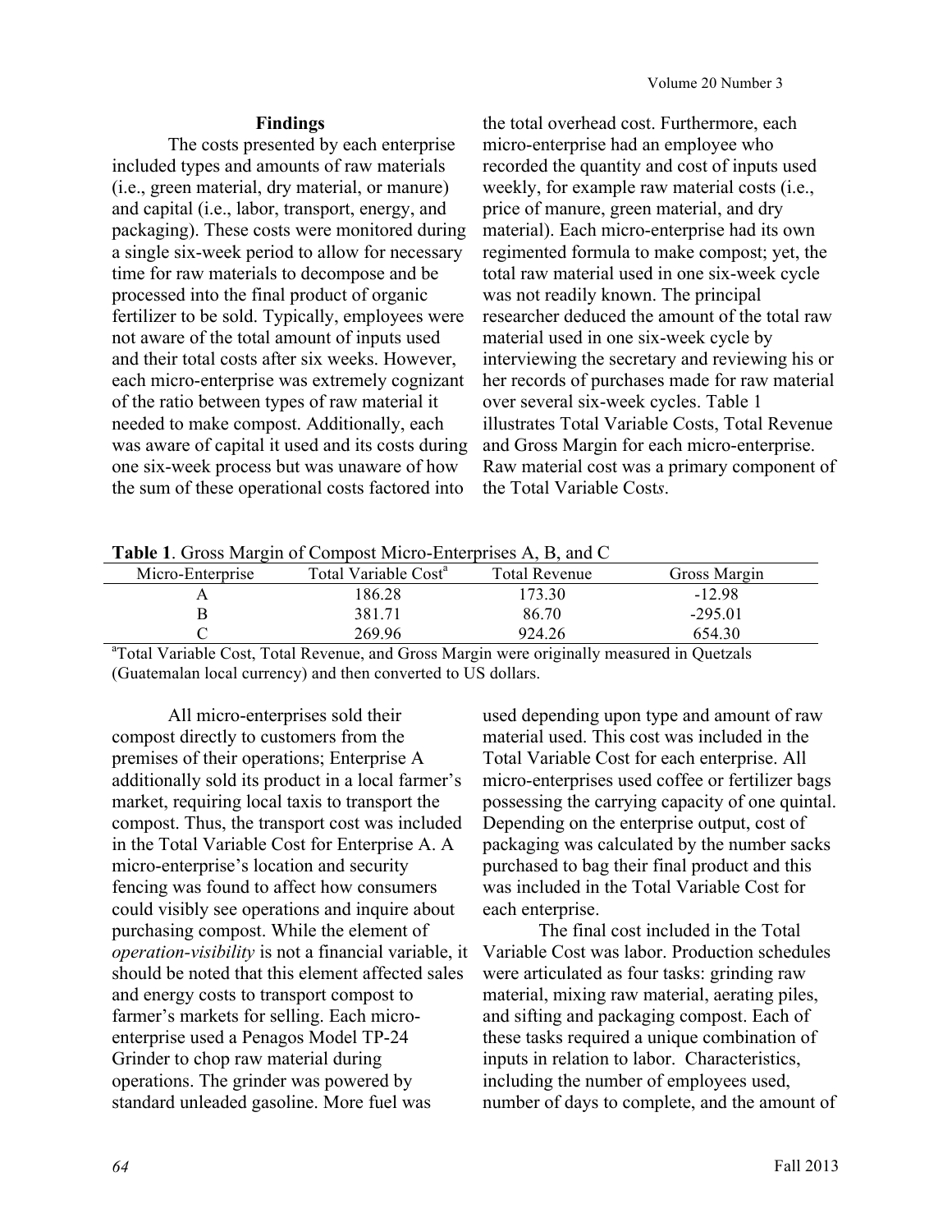## Findings

The costs presented by each enterprise included types and amounts of raw materials (i.e., green material, dry material, or manure) and capital (i.e., labor, transport, energy, and packaging). These costs were monitored during a single six-week period to allow for necessary time for raw materials to decompose and be processed into the final product of organic fertilizer to be sold. Typically, employees were not aware of the total amount of inputs used and their total costs after six weeks. However, each micro-enterprise was extremely cognizant of the ratio between types of raw material it needed to make compost. Additionally, each was aware of capital it used and its costs during one six-week process but was unaware of how the sum of these operational costs factored into the total overhead cost. Furthermore, each micro-enterprise had an employee who recorded the quantity and cost of inputs used weekly, for example raw material costs (i.e., price of manure, green material, and dry material). Each micro-enterprise had its own regimented formula to make compost; yet, the total raw material used in one six-week cycle was not readily known. The principal researcher deduced the amount of the total raw material used in one six-week cycle by interviewing the secretary and reviewing his or her records of purchases made for raw material over several six-week cycles. Table 1 illustrates Total Variable Costs, Total Revenue and Gross Margin for each micro-enterprise. Raw material cost was a primary component of the Total Variable Cost*s*.

**Table 1**. Gross Margin of Compost Micro-Enterprises A, B, and C

| Micro-Enterprise | Total Variable Cost[a] | Total Revenue | Gross Margin |
|---|---|---|---|
| A | 186.28 | 173.30 | -12.98 |
| B | 381.71 | 86.70 | -295.01 |
| C | 269.96 | 924.26 | 654.30 |

[a]Total Variable Cost, Total Revenue, and Gross Margin were originally measured in Quetzals (Guatemalan local currency) and then converted to US dollars.

All micro-enterprises sold their compost directly to customers from the premises of their operations; Enterprise A additionally sold its product in a local farmer's market, requiring local taxis to transport the compost. Thus, the transport cost was included in the Total Variable Cost for Enterprise A. A micro-enterprise's location and security fencing was found to affect how consumers could visibly see operations and inquire about purchasing compost. While the element of *operation-visibility* is not a financial variable, it should be noted that this element affected sales and energy costs to transport compost to farmer's markets for selling. Each micro-enterprise used a Penagos Model TP-24 Grinder to chop raw material during operations. The grinder was powered by standard unleaded gasoline. More fuel was used depending upon type and amount of raw material used. This cost was included in the Total Variable Cost for each enterprise. All micro-enterprises used coffee or fertilizer bags possessing the carrying capacity of one quintal. Depending on the enterprise output, cost of packaging was calculated by the number sacks purchased to bag their final product and this was included in the Total Variable Cost for each enterprise.

The final cost included in the Total Variable Cost was labor. Production schedules were articulated as four tasks: grinding raw material, mixing raw material, aerating piles, and sifting and packaging compost. Each of these tasks required a unique combination of inputs in relation to labor. Characteristics, including the number of employees used, number of days to complete, and the amount of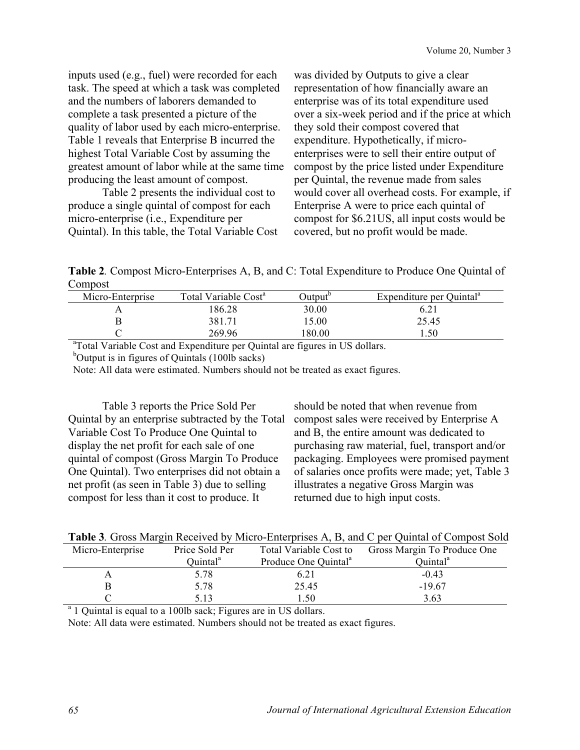inputs used (e.g., fuel) were recorded for each task. The speed at which a task was completed and the numbers of laborers demanded to complete a task presented a picture of the quality of labor used by each micro-enterprise. Table 1 reveals that Enterprise B incurred the highest Total Variable Cost by assuming the greatest amount of labor while at the same time producing the least amount of compost.

Table 2 presents the individual cost to produce a single quintal of compost for each micro-enterprise (i.e., Expenditure per Quintal). In this table, the Total Variable Cost was divided by Outputs to give a clear representation of how financially aware an enterprise was of its total expenditure used over a six-week period and if the price at which they sold their compost covered that expenditure. Hypothetically, if micro-enterprises were to sell their entire output of compost by the price listed under Expenditure per Quintal, the revenue made from sales would cover all overhead costs. For example, if Enterprise A were to price each quintal of compost for $6.21US, all input costs would be covered, but no profit would be made.

**Table 2**. Compost Micro-Enterprises A, B, and C: Total Expenditure to Produce One Quintal of Compost

| Micro-Enterprise | Total Variable Cost[a] | Output[b] | Expenditure per Quintal[a] |
|---|---|---|---|
| A | 186.28 | 30.00 | 6.21 |
| B | 381.71 | 15.00 | 25.45 |
| C | 269.96 | 180.00 | 1.50 |

[a]Total Variable Cost and Expenditure per Quintal are figures in US dollars.
[b]Output is in figures of Quintals (100lb sacks)
Note: All data were estimated. Numbers should not be treated as exact figures.

Table 3 reports the Price Sold Per Quintal by an enterprise subtracted by the Total Variable Cost To Produce One Quintal to display the net profit for each sale of one quintal of compost (Gross Margin To Produce One Quintal). Two enterprises did not obtain a net profit (as seen in Table 3) due to selling compost for less than it cost to produce. It should be noted that when revenue from compost sales were received by Enterprise A and B, the entire amount was dedicated to purchasing raw material, fuel, transport and/or packaging. Employees were promised payment of salaries once profits were made; yet, Table 3 illustrates a negative Gross Margin was returned due to high input costs.

**Table 3**. Gross Margin Received by Micro-Enterprises A, B, and C per Quintal of Compost Sold

| Micro-Enterprise | Price Sold Per Quintal[a] | Total Variable Cost to Produce One Quintal[a] | Gross Margin To Produce One Quintal[a] |
|---|---|---|---|
| A | 5.78 | 6.21 | -0.43 |
| B | 5.78 | 25.45 | -19.67 |
| C | 5.13 | 1.50 | 3.63 |

[a] 1 Quintal is equal to a 100lb sack; Figures are in US dollars.
Note: All data were estimated. Numbers should not be treated as exact figures.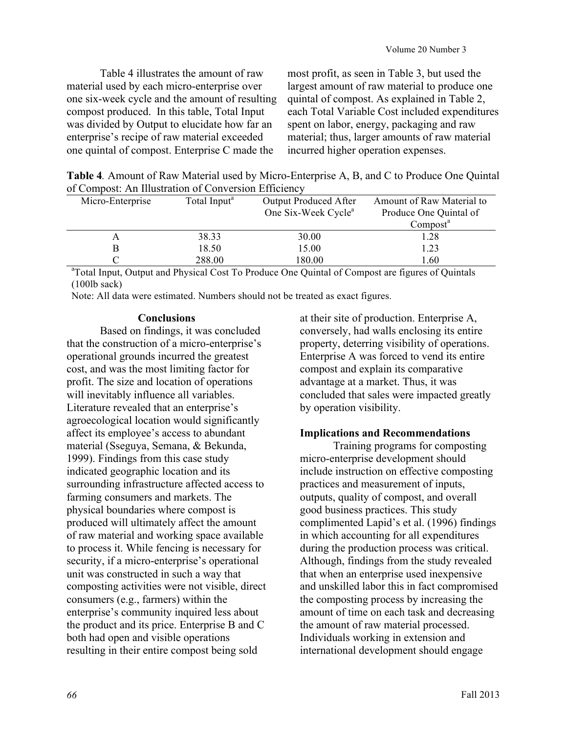Table 4 illustrates the amount of raw material used by each micro-enterprise over one six-week cycle and the amount of resulting compost produced. In this table, Total Input was divided by Output to elucidate how far an enterprise's recipe of raw material exceeded one quintal of compost. Enterprise C made the most profit, as seen in Table 3, but used the largest amount of raw material to produce one quintal of compost. As explained in Table 2, each Total Variable Cost included expenditures spent on labor, energy, packaging and raw material; thus, larger amounts of raw material incurred higher operation expenses.

**Table 4**. Amount of Raw Material used by Micro-Enterprise A, B, and C to Produce One Quintal of Compost: An Illustration of Conversion Efficiency

| Micro-Enterprise | Total Input[a] | Output Produced After One Six-Week Cycle[a] | Amount of Raw Material to Produce One Quintal of Compost[a] |
|---|---|---|---|
| A | 38.33 | 30.00 | 1.28 |
| B | 18.50 | 15.00 | 1.23 |
| C | 288.00 | 180.00 | 1.60 |

[a]Total Input, Output and Physical Cost To Produce One Quintal of Compost are figures of Quintals (100lb sack)

Note: All data were estimated. Numbers should not be treated as exact figures.

## Conclusions

Based on findings, it was concluded that the construction of a micro-enterprise's operational grounds incurred the greatest cost, and was the most limiting factor for profit. The size and location of operations will inevitably influence all variables. Literature revealed that an enterprise's agroecological location would significantly affect its employee's access to abundant material (Sseguya, Semana, & Bekunda, 1999). Findings from this case study indicated geographic location and its surrounding infrastructure affected access to farming consumers and markets. The physical boundaries where compost is produced will ultimately affect the amount of raw material and working space available to process it. While fencing is necessary for security, if a micro-enterprise's operational unit was constructed in such a way that composting activities were not visible, direct consumers (e.g., farmers) within the enterprise's community inquired less about the product and its price. Enterprise B and C both had open and visible operations resulting in their entire compost being sold at their site of production. Enterprise A, conversely, had walls enclosing its entire property, deterring visibility of operations. Enterprise A was forced to vend its entire compost and explain its comparative advantage at a market. Thus, it was concluded that sales were impacted greatly by operation visibility.

## Implications and Recommendations

Training programs for composting micro-enterprise development should include instruction on effective composting practices and measurement of inputs, outputs, quality of compost, and overall good business practices. This study complimented Lapid's et al. (1996) findings in which accounting for all expenditures during the production process was critical. Although, findings from the study revealed that when an enterprise used inexpensive and unskilled labor this in fact compromised the composting process by increasing the amount of time on each task and decreasing the amount of raw material processed. Individuals working in extension and international development should engage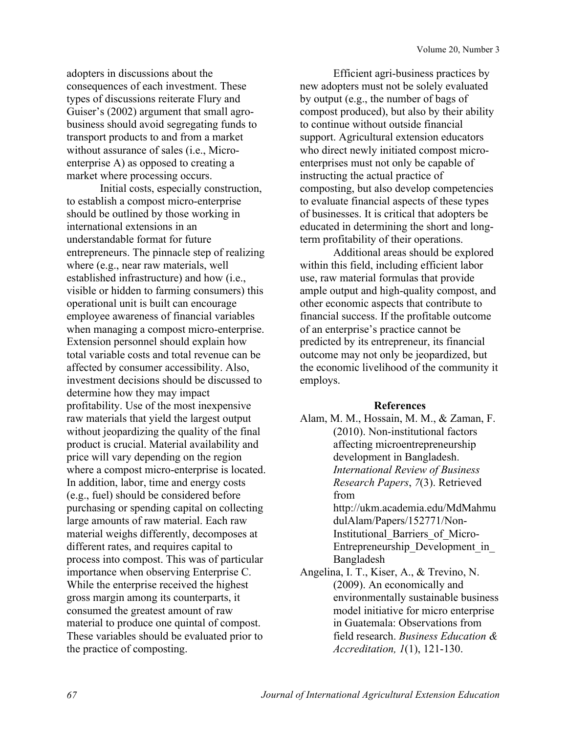adopters in discussions about the consequences of each investment. These types of discussions reiterate Flury and Guiser's (2002) argument that small agro-business should avoid segregating funds to transport products to and from a market without assurance of sales (i.e., Micro-enterprise A) as opposed to creating a market where processing occurs.

Initial costs, especially construction, to establish a compost micro-enterprise should be outlined by those working in international extensions in an understandable format for future entrepreneurs. The pinnacle step of realizing where (e.g., near raw materials, well established infrastructure) and how (i.e., visible or hidden to farming consumers) this operational unit is built can encourage employee awareness of financial variables when managing a compost micro-enterprise. Extension personnel should explain how total variable costs and total revenue can be affected by consumer accessibility. Also, investment decisions should be discussed to determine how they may impact profitability. Use of the most inexpensive raw materials that yield the largest output without jeopardizing the quality of the final product is crucial. Material availability and price will vary depending on the region where a compost micro-enterprise is located. In addition, labor, time and energy costs (e.g., fuel) should be considered before purchasing or spending capital on collecting large amounts of raw material. Each raw material weighs differently, decomposes at different rates, and requires capital to process into compost. This was of particular importance when observing Enterprise C. While the enterprise received the highest gross margin among its counterparts, it consumed the greatest amount of raw material to produce one quintal of compost. These variables should be evaluated prior to the practice of composting.

Efficient agri-business practices by new adopters must not be solely evaluated by output (e.g., the number of bags of compost produced), but also by their ability to continue without outside financial support. Agricultural extension educators who direct newly initiated compost micro-enterprises must not only be capable of instructing the actual practice of composting, but also develop competencies to evaluate financial aspects of these types of businesses. It is critical that adopters be educated in determining the short and long-term profitability of their operations.

Additional areas should be explored within this field, including efficient labor use, raw material formulas that provide ample output and high-quality compost, and other economic aspects that contribute to financial success. If the profitable outcome of an enterprise's practice cannot be predicted by its entrepreneur, its financial outcome may not only be jeopardized, but the economic livelihood of the community it employs.

## References

Alam, M. M., Hossain, M. M., & Zaman, F. (2010). Non-institutional factors affecting microentrepreneurship development in Bangladesh. *International Review of Business Research Papers*, *7*(3). Retrieved from http://ukm.academia.edu/MdMahmudulAlam/Papers/152771/Non-Institutional_Barriers_of_Micro-Entrepreneurship_Development_in_Bangladesh

Angelina, I. T., Kiser, A., & Trevino, N. (2009). An economically and environmentally sustainable business model initiative for micro enterprise in Guatemala: Observations from field research. *Business Education & Accreditation, 1*(1), 121-130.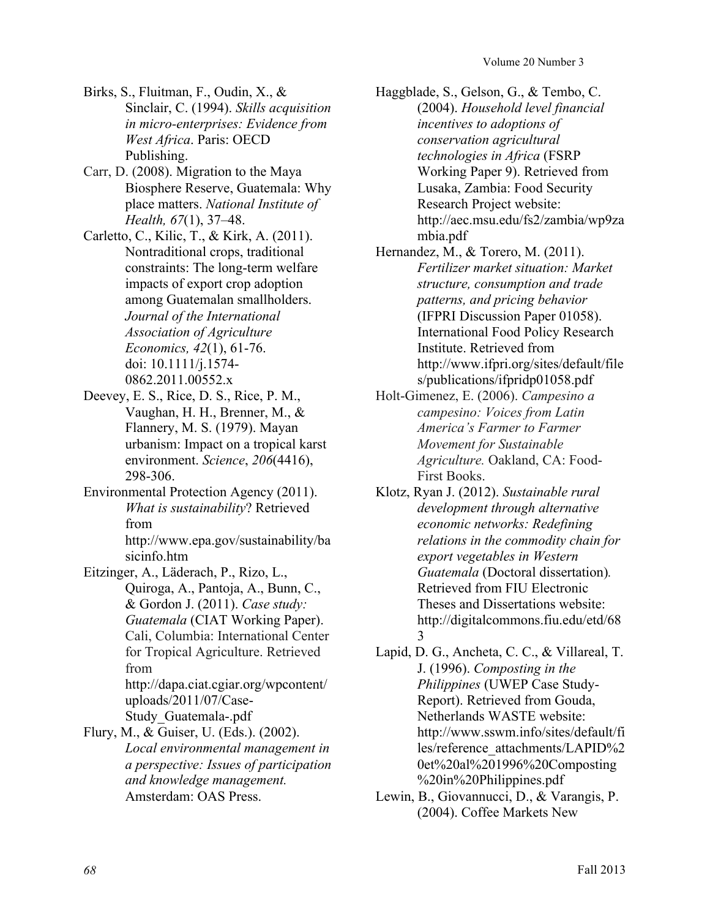Birks, S., Fluitman, F., Oudin, X., & Sinclair, C. (1994). *Skills acquisition in micro-enterprises: Evidence from West Africa*. Paris: OECD Publishing.

Carr, D. (2008). Migration to the Maya Biosphere Reserve, Guatemala: Why place matters. *National Institute of Health, 67*(1), 37–48.

Carletto, C., Kilic, T., & Kirk, A. (2011). Nontraditional crops, traditional constraints: The long-term welfare impacts of export crop adoption among Guatemalan smallholders. *Journal of the International Association of Agriculture Economics, 42*(1), 61-76. doi: 10.1111/j.1574-0862.2011.00552.x

Deevey, E. S., Rice, D. S., Rice, P. M., Vaughan, H. H., Brenner, M., & Flannery, M. S. (1979). Mayan urbanism: Impact on a tropical karst environment. *Science*, *206*(4416), 298-306.

Environmental Protection Agency (2011). *What is sustainability*? Retrieved from http://www.epa.gov/sustainability/basicinfo.htm

Eitzinger, A., Läderach, P., Rizo, L., Quiroga, A., Pantoja, A., Bunn, C., & Gordon J. (2011). *Case study: Guatemala* (CIAT Working Paper). Cali, Columbia: International Center for Tropical Agriculture. Retrieved from http://dapa.ciat.cgiar.org/wpcontent/uploads/2011/07/Case-Study_Guatemala-.pdf

Flury, M., & Guiser, U. (Eds.). (2002). *Local environmental management in a perspective: Issues of participation and knowledge management.* Amsterdam: OAS Press.

Haggblade, S., Gelson, G., & Tembo, C. (2004). *Household level financial incentives to adoptions of conservation agricultural technologies in Africa* (FSRP Working Paper 9). Retrieved from Lusaka, Zambia: Food Security Research Project website: http://aec.msu.edu/fs2/zambia/wp9zambia.pdf

Hernandez, M., & Torero, M. (2011). *Fertilizer market situation: Market structure, consumption and trade patterns, and pricing behavior* (IFPRI Discussion Paper 01058). International Food Policy Research Institute. Retrieved from http://www.ifpri.org/sites/default/files/publications/ifpridp01058.pdf

Holt-Gimenez, E. (2006). *Campesino a campesino: Voices from Latin America's Farmer to Farmer Movement for Sustainable Agriculture.* Oakland, CA: Food-First Books.

Klotz, Ryan J. (2012). *Sustainable rural development through alternative economic networks: Redefining relations in the commodity chain for export vegetables in Western Guatemala* (Doctoral dissertation). Retrieved from FIU Electronic Theses and Dissertations website: http://digitalcommons.fiu.edu/etd/683

Lapid, D. G., Ancheta, C. C., & Villareal, T. J. (1996). *Composting in the Philippines* (UWEP Case Study-Report). Retrieved from Gouda, Netherlands WASTE website: http://www.sswm.info/sites/default/files/reference_attachments/LAPID%20et%20al%201996%20Composting%20in%20Philippines.pdf

Lewin, B., Giovannucci, D., & Varangis, P. (2004). Coffee Markets New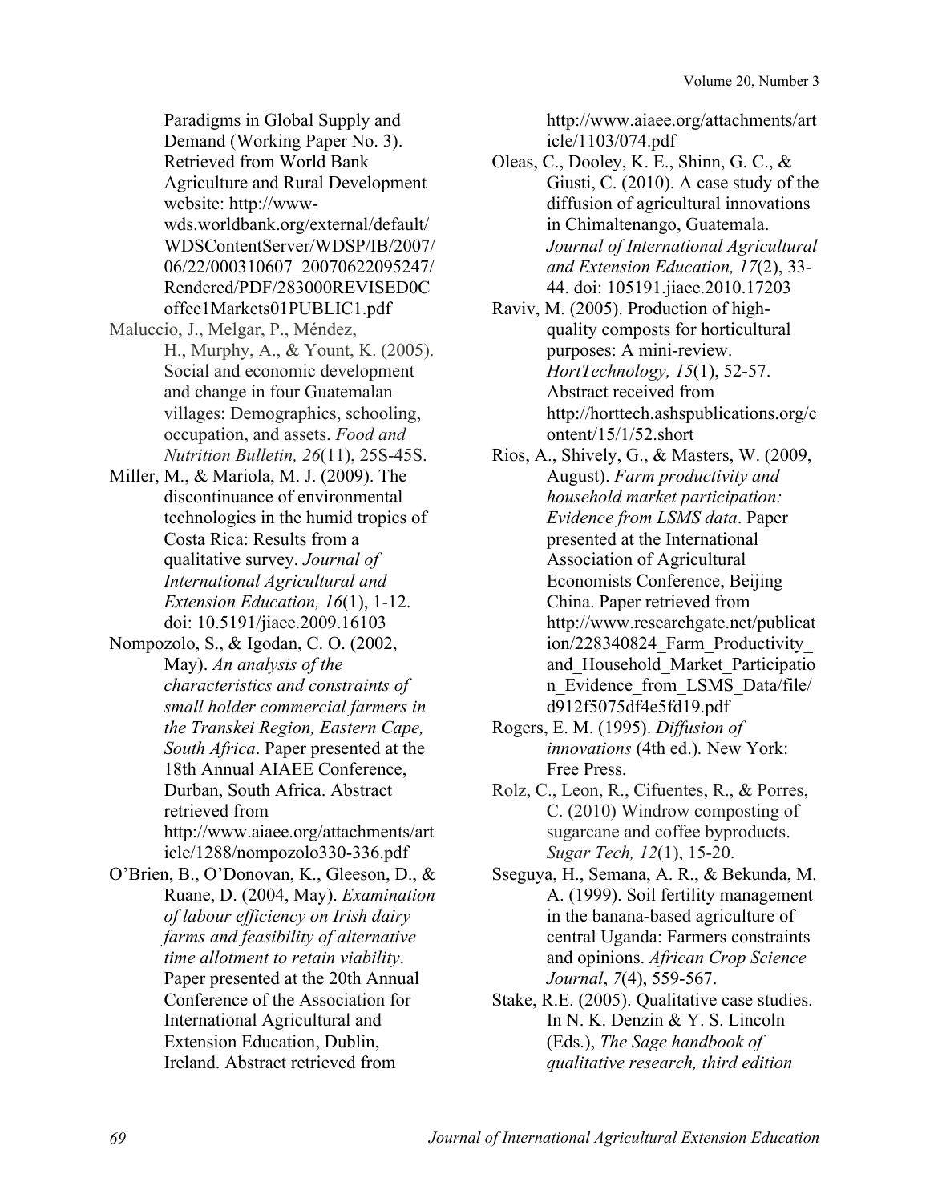Paradigms in Global Supply and Demand (Working Paper No. 3). Retrieved from World Bank Agriculture and Rural Development website: http://www-wds.worldbank.org/external/default/WDSContentServer/WDSP/IB/2007/06/22/000310607_20070622095247/Rendered/PDF/283000REVISED0Coffee1Markets01PUBLIC1.pdf

Maluccio, J., Melgar, P., Méndez, H., Murphy, A., & Yount, K. (2005). Social and economic development and change in four Guatemalan villages: Demographics, schooling, occupation, and assets. *Food and Nutrition Bulletin, 26*(11), 25S-45S.

Miller, M., & Mariola, M. J. (2009). The discontinuance of environmental technologies in the humid tropics of Costa Rica: Results from a qualitative survey. *Journal of International Agricultural and Extension Education, 16*(1), 1-12. doi: 10.5191/jiaee.2009.16103

Nompozolo, S., & Igodan, C. O. (2002, May). *An analysis of the characteristics and constraints of small holder commercial farmers in the Transkei Region, Eastern Cape, South Africa*. Paper presented at the 18th Annual AIAEE Conference, Durban, South Africa. Abstract retrieved from http://www.aiaee.org/attachments/article/1288/nompozolo330-336.pdf

O'Brien, B., O'Donovan, K., Gleeson, D., & Ruane, D. (2004, May). *Examination of labour efficiency on Irish dairy farms and feasibility of alternative time allotment to retain viability*. Paper presented at the 20th Annual Conference of the Association for International Agricultural and Extension Education, Dublin, Ireland. Abstract retrieved from http://www.aiaee.org/attachments/article/1103/074.pdf

Oleas, C., Dooley, K. E., Shinn, G. C., & Giusti, C. (2010). A case study of the diffusion of agricultural innovations in Chimaltenango, Guatemala. *Journal of International Agricultural and Extension Education, 17*(2), 33-44. doi: 105191.jiaee.2010.17203

Raviv, M. (2005). Production of high-quality composts for horticultural purposes: A mini-review. *HortTechnology, 15*(1), 52-57. Abstract received from http://horttech.ashspublications.org/content/15/1/52.short

Rios, A., Shively, G., & Masters, W. (2009, August). *Farm productivity and household market participation: Evidence from LSMS data*. Paper presented at the International Association of Agricultural Economists Conference, Beijing China. Paper retrieved from http://www.researchgate.net/publication/228340824_Farm_Productivity_and_Household_Market_Participation_Evidence_from_LSMS_Data/file/d912f5075df4e5fd19.pdf

Rogers, E. M. (1995). *Diffusion of innovations* (4th ed.). New York: Free Press.

Rolz, C., Leon, R., Cifuentes, R., & Porres, C. (2010) Windrow composting of sugarcane and coffee byproducts. *Sugar Tech, 12*(1), 15-20.

Sseguya, H., Semana, A. R., & Bekunda, M. A. (1999). Soil fertility management in the banana-based agriculture of central Uganda: Farmers constraints and opinions. *African Crop Science Journal*, *7*(4), 559-567.

Stake, R.E. (2005). Qualitative case studies. In N. K. Denzin & Y. S. Lincoln (Eds.), *The Sage handbook of qualitative research, third edition*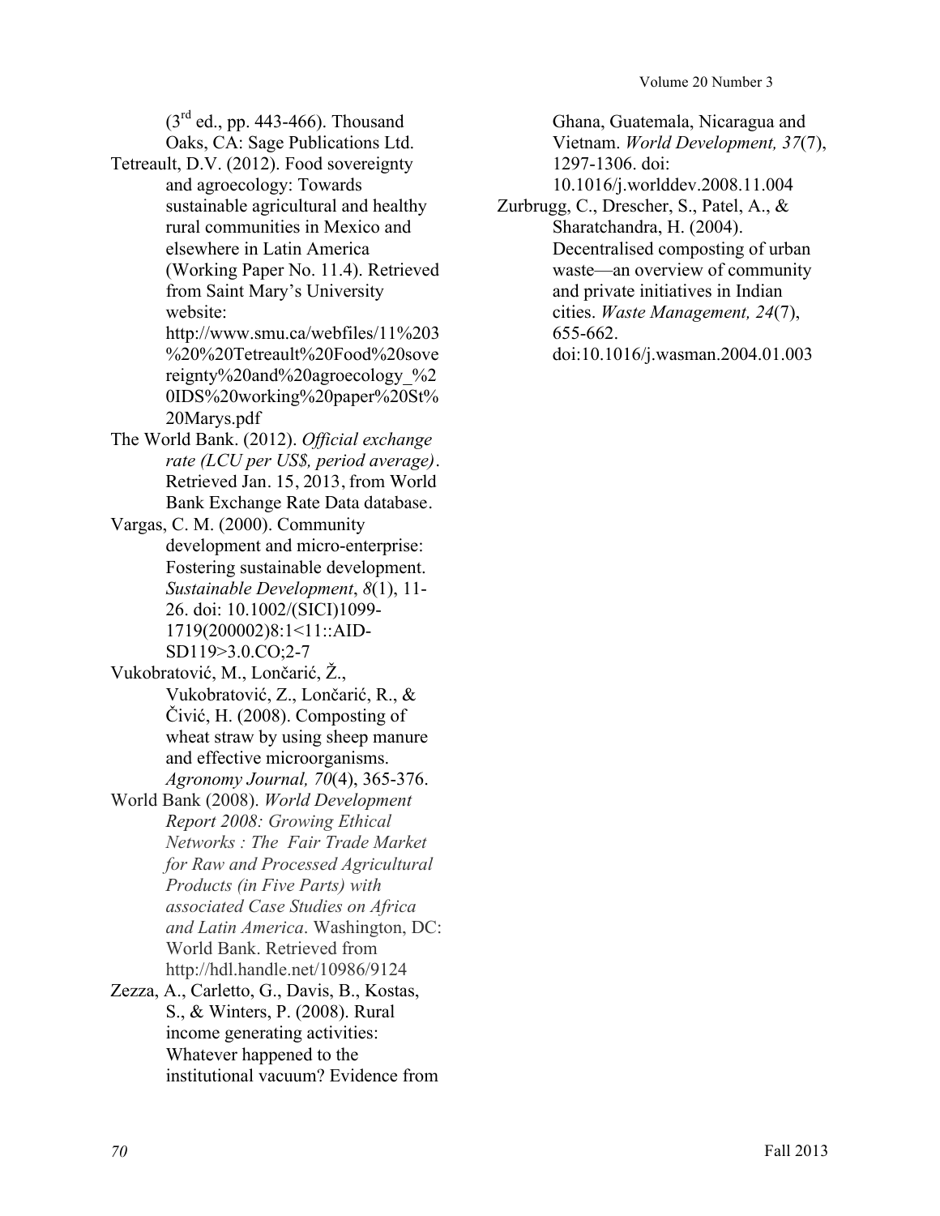(3rd ed., pp. 443-466). Thousand Oaks, CA: Sage Publications Ltd.

Tetreault, D.V. (2012). Food sovereignty and agroecology: Towards sustainable agricultural and healthy rural communities in Mexico and elsewhere in Latin America (Working Paper No. 11.4). Retrieved from Saint Mary's University website: http://www.smu.ca/webfiles/11%203%20%20Tetreault%20Food%20sovereignty%20and%20agroecology_%20IDS%20working%20paper%20St%20Marys.pdf

The World Bank. (2012). *Official exchange rate (LCU per US$, period average)*. Retrieved Jan. 15, 2013, from World Bank Exchange Rate Data database.

Vargas, C. M. (2000). Community development and micro-enterprise: Fostering sustainable development. *Sustainable Development*, *8*(1), 11-26. doi: 10.1002/(SICI)1099-1719(200002)8:1<11::AID-SD119>3.0.CO;2-7

Vukobratović, M., Lončarić, Ž., Vukobratović, Z., Lončarić, R., & Čivić, H. (2008). Composting of wheat straw by using sheep manure and effective microorganisms. *Agronomy Journal, 70*(4), 365-376.

World Bank (2008). *World Development Report 2008: Growing Ethical Networks : The Fair Trade Market for Raw and Processed Agricultural Products (in Five Parts) with associated Case Studies on Africa and Latin America*. Washington, DC: World Bank. Retrieved from http://hdl.handle.net/10986/9124

Zezza, A., Carletto, G., Davis, B., Kostas, S., & Winters, P. (2008). Rural income generating activities: Whatever happened to the institutional vacuum? Evidence from Ghana, Guatemala, Nicaragua and Vietnam. *World Development, 37*(7), 1297-1306. doi: 10.1016/j.worlddev.2008.11.004

Zurbrugg, C., Drescher, S., Patel, A., & Sharatchandra, H. (2004). Decentralised composting of urban waste—an overview of community and private initiatives in Indian cities. *Waste Management, 24*(7), 655-662. doi:10.1016/j.wasman.2004.01.003